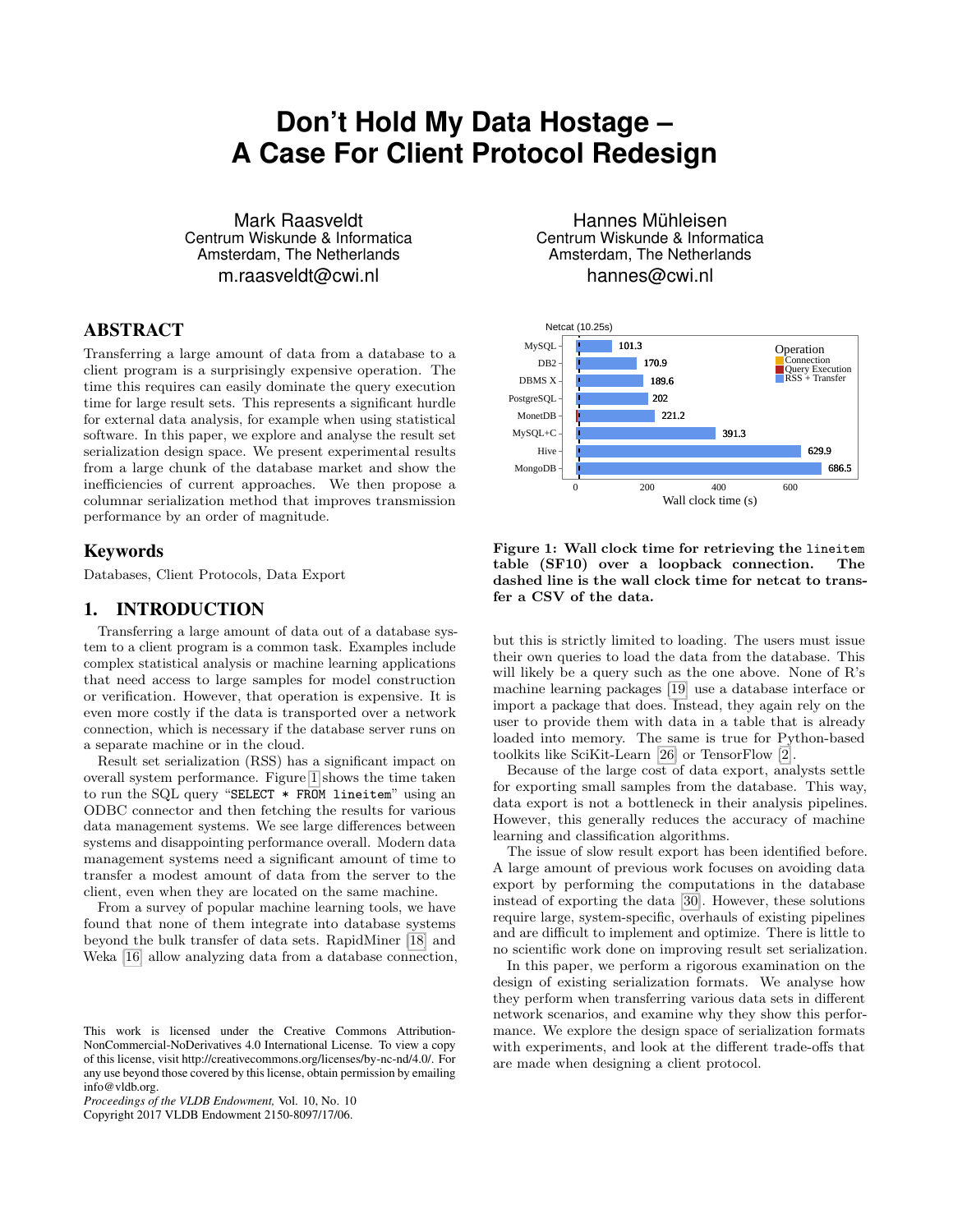# Don't Hold My Data Hostage – A Case For Client Protocol Redesign

Mark Raasveldt
Centrum Wiskunde & Informatica
Amsterdam, The Netherlands
m.raasveldt@cwi.nl

Hannes Mühleisen
Centrum Wiskunde & Informatica
Amsterdam, The Netherlands
hannes@cwi.nl

## ABSTRACT

Transferring a large amount of data from a database to a client program is a surprisingly expensive operation. The time this requires can easily dominate the query execution time for large result sets. This represents a significant hurdle for external data analysis, for example when using statistical software. In this paper, we explore and analyse the result set serialization design space. We present experimental results from a large chunk of the database market and show the inefficiencies of current approaches. We then propose a columnar serialization method that improves transmission performance by an order of magnitude.

## Keywords

Databases, Client Protocols, Data Export

## 1. INTRODUCTION

Transferring a large amount of data out of a database system to a client program is a common task. Examples include complex statistical analysis or machine learning applications that need access to large samples for model construction or verification. However, that operation is expensive. It is even more costly if the data is transported over a network connection, which is necessary if the database server runs on a separate machine or in the cloud.

Result set serialization (RSS) has a significant impact on overall system performance. Figure 1 shows the time taken to run the SQL query "`SELECT * FROM lineitem`" using an ODBC connector and then fetching the results for various data management systems. We see large differences between systems and disappointing performance overall. Modern data management systems need a significant amount of time to transfer a modest amount of data from the server to the client, even when they are located on the same machine.

From a survey of popular machine learning tools, we have found that none of them integrate into database systems beyond the bulk transfer of data sets. RapidMiner [18] and Weka [16] allow analyzing data from a database connection, but this is strictly limited to loading. The users must issue their own queries to load the data from the database. This will likely be a query such as the one above. None of R's machine learning packages [19] use a database interface or import a package that does. Instead, they again rely on the user to provide them with data in a table that is already loaded into memory. The same is true for Python-based toolkits like SciKit-Learn [26] or TensorFlow [2].

Because of the large cost of data export, analysts settle for exporting small samples from the database. This way, data export is not a bottleneck in their analysis pipelines. However, this generally reduces the accuracy of machine learning and classification algorithms.

The issue of slow result export has been identified before. A large amount of previous work focuses on avoiding data export by performing the computations in the database instead of exporting the data [30]. However, these solutions require large, system-specific, overhauls of existing pipelines and are difficult to implement and optimize. There is little to no scientific work done on improving result set serialization.

In this paper, we perform a rigorous examination on the design of existing serialization formats. We analyse how they perform when transferring various data sets in different network scenarios, and examine why they show this performance. We explore the design space of serialization formats with experiments, and look at the different trade-offs that are made when designing a client protocol.

Netcat (10.25s)
MySQL 101.3
DB2 170.9
DBMS X 189.6
PostgreSQL 202
MonetDB 221.2
MySQL+C 391.3
Hive 629.9
MongoDB 686.5
0 200 400 600
Wall clock time (s)
Operation
Connection
Query Execution
RSS + Transfer

**Figure 1: Wall clock time for retrieving the `lineitem` table (SF10) over a loopback connection. The dashed line is the wall clock time for netcat to transfer a CSV of the data.**

This work is licensed under the Creative Commons Attribution-NonCommercial-NoDerivatives 4.0 International License. To view a copy of this license, visit http://creativecommons.org/licenses/by-nc-nd/4.0/. For any use beyond those covered by this license, obtain permission by emailing info@vldb.org.
*Proceedings of the VLDB Endowment,* Vol. 10, No. 10
Copyright 2017 VLDB Endowment 2150-8097/17/06.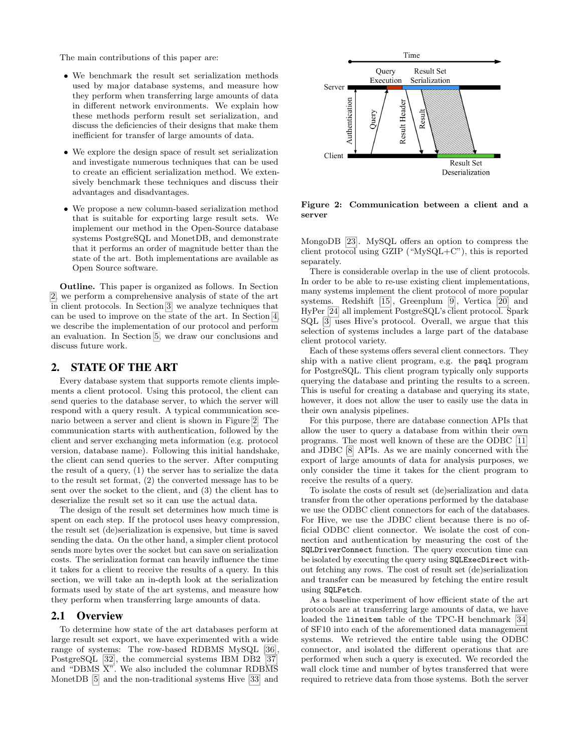The main contributions of this paper are:

- We benchmark the result set serialization methods used by major database systems, and measure how they perform when transferring large amounts of data in different network environments. We explain how these methods perform result set serialization, and discuss the deficiencies of their designs that make them inefficient for transfer of large amounts of data.
- We explore the design space of result set serialization and investigate numerous techniques that can be used to create an efficient serialization method. We extensively benchmark these techniques and discuss their advantages and disadvantages.
- We propose a new column-based serialization method that is suitable for exporting large result sets. We implement our method in the Open-Source database systems PostgreSQL and MonetDB, and demonstrate that it performs an order of magnitude better than the state of the art. Both implementations are available as Open Source software.

**Outline.** This paper is organized as follows. In Section 2, we perform a comprehensive analysis of state of the art in client protocols. In Section 3 we analyze techniques that can be used to improve on the state of the art. In Section 4, we describe the implementation of our protocol and perform an evaluation. In Section 5, we draw our conclusions and discuss future work.

## 2. STATE OF THE ART

Every database system that supports remote clients implements a client protocol. Using this protocol, the client can send queries to the database server, to which the server will respond with a query result. A typical communication scenario between a server and client is shown in Figure 2. The communication starts with authentication, followed by the client and server exchanging meta information (e.g. protocol version, database name). Following this initial handshake, the client can send queries to the server. After computing the result of a query, (1) the server has to serialize the data to the result set format, (2) the converted message has to be sent over the socket to the client, and (3) the client has to deserialize the result set so it can use the actual data.

The design of the result set determines how much time is spent on each step. If the protocol uses heavy compression, the result set (de)serialization is expensive, but time is saved sending the data. On the other hand, a simpler client protocol sends more bytes over the socket but can save on serialization costs. The serialization format can heavily influence the time it takes for a client to receive the results of a query. In this section, we will take an in-depth look at the serialization formats used by state of the art systems, and measure how they perform when transferring large amounts of data.

### 2.1 Overview

To determine how state of the art databases perform at large result set export, we have experimented with a wide range of systems: The row-based RDBMS MySQL [36], PostgreSQL [32], the commercial systems IBM DB2 [37] and "DBMS X". We also included the columnar RDBMS MonetDB [5] and the non-traditional systems Hive [33] and MongoDB [23]. MySQL offers an option to compress the client protocol using GZIP ("MySQL+C"), this is reported separately.

Time

Query Execution

Result Set Serialization

Server

Authentication

Query

Result Header

Result

Client

Result Set Deserialization

**Figure 2: Communication between a client and a server**

There is considerable overlap in the use of client protocols. In order to be able to re-use existing client implementations, many systems implement the client protocol of more popular systems. Redshift [15], Greenplum [9], Vertica [20] and HyPer [24] all implement PostgreSQL's client protocol. Spark SQL [3] uses Hive's protocol. Overall, we argue that this selection of systems includes a large part of the database client protocol variety.

Each of these systems offers several client connectors. They ship with a native client program, e.g. the `psql` program for PostgreSQL. This client program typically only supports querying the database and printing the results to a screen. This is useful for creating a database and querying its state, however, it does not allow the user to easily use the data in their own analysis pipelines.

For this purpose, there are database connection APIs that allow the user to query a database from within their own programs. The most well known of these are the ODBC [11] and JDBC [8] APIs. As we are mainly concerned with the export of large amounts of data for analysis purposes, we only consider the time it takes for the client program to receive the results of a query.

To isolate the costs of result set (de)serialization and data transfer from the other operations performed by the database we use the ODBC client connectors for each of the databases. For Hive, we use the JDBC client because there is no official ODBC client connector. We isolate the cost of connection and authentication by measuring the cost of the `SQLDriverConnect` function. The query execution time can be isolated by executing the query using `SQLExecDirect` without fetching any rows. The cost of result set (de)serialization and transfer can be measured by fetching the entire result using `SQLFetch`.

As a baseline experiment of how efficient state of the art protocols are at transferring large amounts of data, we have loaded the `lineitem` table of the TPC-H benchmark [34] of SF10 into each of the aforementioned data management systems. We retrieved the entire table using the ODBC connector, and isolated the different operations that are performed when such a query is executed. We recorded the wall clock time and number of bytes transferred that were required to retrieve data from those systems. Both the server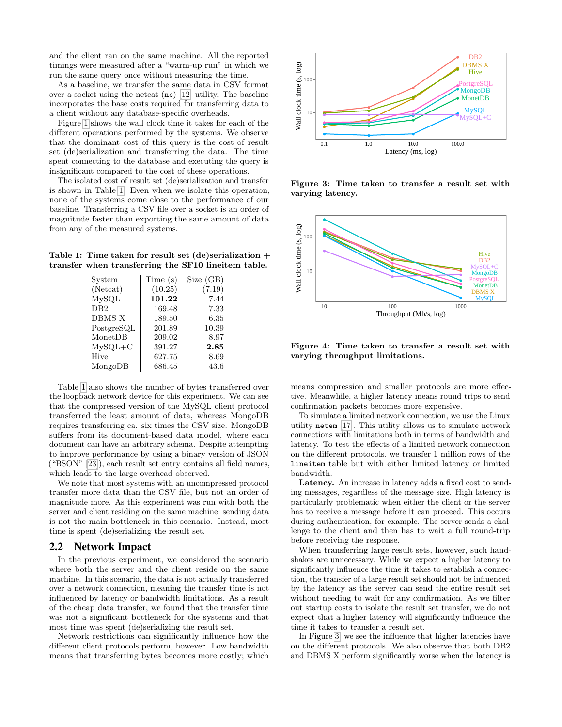and the client ran on the same machine. All the reported timings were measured after a "warm-up run" in which we run the same query once without measuring the time.

As a baseline, we transfer the same data in CSV format over a socket using the netcat (`nc`) [12] utility. The baseline incorporates the base costs required for transferring data to a client without any database-specific overheads.

Figure 1 shows the wall clock time it takes for each of the different operations performed by the systems. We observe that the dominant cost of this query is the cost of result set (de)serialization and transferring the data. The time spent connecting to the database and executing the query is insignificant compared to the cost of these operations.

The isolated cost of result set (de)serialization and transfer is shown in Table 1. Even when we isolate this operation, none of the systems come close to the performance of our baseline. Transferring a CSV file over a socket is an order of magnitude faster than exporting the same amount of data from any of the measured systems.

**Table 1: Time taken for result set (de)serialization + transfer when transferring the SF10 lineitem table.**

| System | Time (s) | Size (GB) |
|---|---|---|
| (Netcat) | (10.25) | (7.19) |
| MySQL | **101.22** | 7.44 |
| DB2 | 169.48 | 7.33 |
| DBMS X | 189.50 | 6.35 |
| PostgreSQL | 201.89 | 10.39 |
| MonetDB | 209.02 | 8.97 |
| MySQL+C | 391.27 | **2.85** |
| Hive | 627.75 | 8.69 |
| MongoDB | 686.45 | 43.6 |

Table 1 also shows the number of bytes transferred over the loopback network device for this experiment. We can see that the compressed version of the MySQL client protocol transferred the least amount of data, whereas MongoDB requires transferring ca. six times the CSV size. MongoDB suffers from its document-based data model, where each document can have an arbitrary schema. Despite attempting to improve performance by using a binary version of JSON ("BSON" [23]), each result set entry contains all field names, which leads to the large overhead observed.

We note that most systems with an uncompressed protocol transfer more data than the CSV file, but not an order of magnitude more. As this experiment was run with both the server and client residing on the same machine, sending data is not the main bottleneck in this scenario. Instead, most time is spent (de)serializing the result set.

## 2.2 Network Impact

In the previous experiment, we considered the scenario where both the server and the client reside on the same machine. In this scenario, the data is not actually transferred over a network connection, meaning the transfer time is not influenced by latency or bandwidth limitations. As a result of the cheap data transfer, we found that the transfer time was not a significant bottleneck for the systems and that most time was spent (de)serializing the result set.

Network restrictions can significantly influence how the different client protocols perform, however. Low bandwidth means that transferring bytes becomes more costly; which means compression and smaller protocols are more effective. Meanwhile, a higher latency means round trips to send confirmation packets becomes more expensive.

DB2
DBMS X
Hive
PostgreSQL
MongoDB
MonetDB
MySQL
MySQL+C
Wall clock time (s, log)
100
10
0.1
1.0
10.0
100.0
Latency (ms, log)

**Figure 3: Time taken to transfer a result set with varying latency.**

Hive
DB2
MySQL+C
MongoDB
PostgreSQL
MonetDB
DBMS X
MySQL
Wall clock time (s, log)
100
10
10
100
1000
Throughput (Mb/s, log)

**Figure 4: Time taken to transfer a result set with varying throughput limitations.**

To simulate a limited network connection, we use the Linux utility `netem` [17]. This utility allows us to simulate network connections with limitations both in terms of bandwidth and latency. To test the effects of a limited network connection on the different protocols, we transfer 1 million rows of the `lineitem` table but with either limited latency or limited bandwidth.

**Latency.** An increase in latency adds a fixed cost to sending messages, regardless of the message size. High latency is particularly problematic when either the client or the server has to receive a message before it can proceed. This occurs during authentication, for example. The server sends a challenge to the client and then has to wait a full round-trip before receiving the response.

When transferring large result sets, however, such handshakes are unnecessary. While we expect a higher latency to significantly influence the time it takes to establish a connection, the transfer of a large result set should not be influenced by the latency as the server can send the entire result set without needing to wait for any confirmation. As we filter out startup costs to isolate the result set transfer, we do not expect that a higher latency will significantly influence the time it takes to transfer a result set.

In Figure 3 we see the influence that higher latencies have on the different protocols. We also observe that both DB2 and DBMS X perform significantly worse when the latency is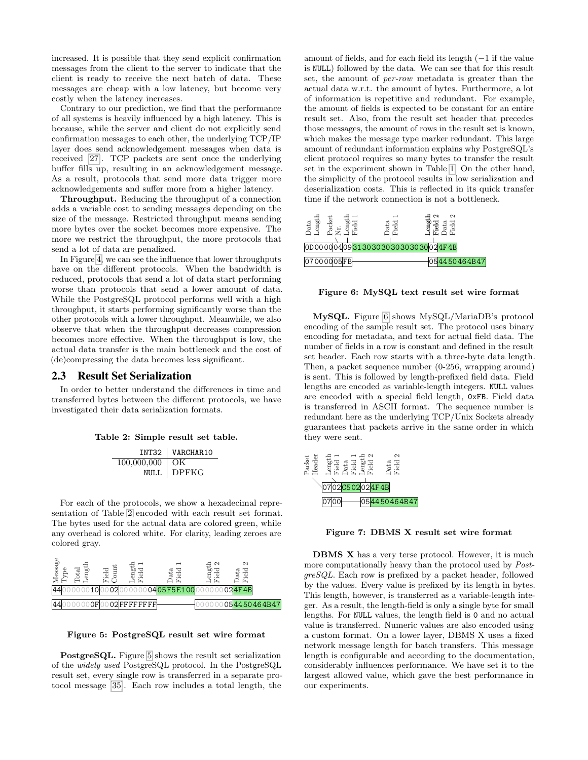increased. It is possible that they send explicit confirmation messages from the client to the server to indicate that the client is ready to receive the next batch of data. These messages are cheap with a low latency, but become very costly when the latency increases.

Contrary to our prediction, we find that the performance of all systems is heavily influenced by a high latency. This is because, while the server and client do not explicitly send confirmation messages to each other, the underlying TCP/IP layer does send acknowledgement messages when data is received [27]. TCP packets are sent once the underlying buffer fills up, resulting in an acknowledgement message. As a result, protocols that send more data trigger more acknowledgements and suffer more from a higher latency.

**Throughput.** Reducing the throughput of a connection adds a variable cost to sending messages depending on the size of the message. Restricted throughput means sending more bytes over the socket becomes more expensive. The more we restrict the throughput, the more protocols that send a lot of data are penalized.

In Figure 4, we can see the influence that lower throughputs have on the different protocols. When the bandwidth is reduced, protocols that send a lot of data start performing worse than protocols that send a lower amount of data. While the PostgreSQL protocol performs well with a high throughput, it starts performing significantly worse than the other protocols with a lower throughput. Meanwhile, we also observe that when the throughput decreases compression becomes more effective. When the throughput is low, the actual data transfer is the main bottleneck and the cost of (de)compressing the data becomes less significant.

## 2.3 Result Set Serialization

In order to better understand the differences in time and transferred bytes between the different protocols, we have investigated their data serialization formats.

**Table 2: Simple result set table.**

| INT32 | VARCHAR10 |
| --- | --- |
| 100,000,000 | OK |
| NULL | DPFKG |

For each of the protocols, we show a hexadecimal representation of Table 2 encoded with each result set format. The bytes used for the actual data are colored green, while any overhead is colored white. For clarity, leading zeroes are colored gray.

| Message Type | Total Length | Field Count | Length Field 1 | Data Field 1 | Length Field 2 | Data Field 2 |
| --- | --- | --- | --- | --- | --- | --- |
| 44 | 00000010 | 0002 | 00000004 | 05F5E100 | 00000002 | 4F4B |
| 44 | 0000000F | 0002 | FFFFFFFF | | 00000005 | 4450464B47 |

**Figure 5: PostgreSQL result set wire format**

**PostgreSQL.** Figure 5 shows the result set serialization of the *widely used* PostgreSQL protocol. In the PostgreSQL result set, every single row is transferred in a separate protocol message [35]. Each row includes a total length, the amount of fields, and for each field its length (−1 if the value is NULL) followed by the data. We can see that for this result set, the amount of *per-row* metadata is greater than the actual data w.r.t. the amount of bytes. Furthermore, a lot of information is repetitive and redundant. For example, the amount of fields is expected to be constant for an entire result set. Also, from the result set header that precedes those messages, the amount of rows in the result set is known, which makes the message type marker redundant. This large amount of redundant information explains why PostgreSQL's client protocol requires so many bytes to transfer the result set in the experiment shown in Table 1. On the other hand, the simplicity of the protocol results in low serialization and deserialization costs. This is reflected in its quick transfer time if the network connection is not a bottleneck.

| Data Length | Packet Nr. | Length Field 1 | Data Field 1 | Length Field 2 | Data Field 2 |
| --- | --- | --- | --- | --- | --- |
| 0D0000 | 04 | 09 | 313030303030303030 | 02 | 4F4B |
| 070000 | 05 | FB | | 05 | 4450464B47 |

**Figure 6: MySQL text result set wire format**

**MySQL.** Figure 6 shows MySQL/MariaDB's protocol encoding of the sample result set. The protocol uses binary encoding for metadata, and text for actual field data. The number of fields in a row is constant and defined in the result set header. Each row starts with a three-byte data length. Then, a packet sequence number (0-256, wrapping around) is sent. This is followed by length-prefixed field data. Field lengths are encoded as variable-length integers. NULL values are encoded with a special field length, 0xFB. Field data is transferred in ASCII format. The sequence number is redundant here as the underlying TCP/Unix Sockets already guarantees that packets arrive in the same order in which they were sent.

| Packet Header | Length Field 1 | Data Field 1 | Length Field 2 | Data Field 2 |
| --- | --- | --- | --- | --- |
| 07 | 02 | C502 | 02 | 4F4B |
| 07 | 00 | | 05 | 4450464B47 |

**Figure 7: DBMS X result set wire format**

**DBMS X** has a very terse protocol. However, it is much more computationally heavy than the protocol used by *PostgreSQL*. Each row is prefixed by a packet header, followed by the values. Every value is prefixed by its length in bytes. This length, however, is transferred as a variable-length integer. As a result, the length-field is only a single byte for small lengths. For NULL values, the length field is 0 and no actual value is transferred. Numeric values are also encoded using a custom format. On a lower layer, DBMS X uses a fixed network message length for batch transfers. This message length is configurable and according to the documentation, considerably influences performance. We have set it to the largest allowed value, which gave the best performance in our experiments.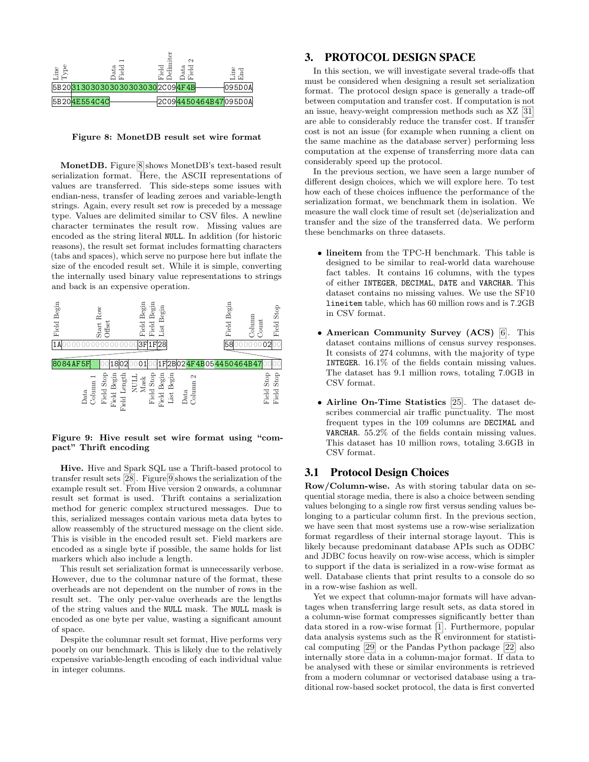Line Type
Data Field 1
Field Delimiter
Data Field 2
Line End

5B20 3130303030303030 2C09 4F4B 095D0A

5B20 4E554C4C 2C09 4450464B47 095D0A

**Figure 8: MonetDB result set wire format**

**MonetDB.** Figure 8 shows MonetDB's text-based result serialization format. Here, the ASCII representations of values are transferred. This side-steps some issues with endian-ness, transfer of leading zeroes and variable-length strings. Again, every result set row is preceded by a message type. Values are delimited similar to CSV files. A newline character terminates the result row. Missing values are encoded as the string literal NULL. In addition (for historic reasons), the result set format includes formatting characters (tabs and spaces), which serve no purpose here but inflate the size of the encoded result set. While it is simple, converting the internally used binary value representations to strings and back is an expensive operation.

Field Begin
Start Row Offset
Field Begin
Field Begin
List Begin
Field Begin
Column Count
Field Stop

1A 0000000000000000 3F 1F 28 58 0000000002 00

8084AF5F 00 18 02 0001 00 1F 2B 02 4F4B 05 4450464B47 00 00

Data Column 1
Field Stop
Field Begin
Field Length
NULL Mask
Field Stop
Field Begin
List Begin
Data Column 2
Field Stop
Field Stop

**Figure 9: Hive result set wire format using "compact" Thrift encoding**

**Hive.** Hive and Spark SQL use a Thrift-based protocol to transfer result sets [28]. Figure 9 shows the serialization of the example result set. From Hive version 2 onwards, a columnar result set format is used. Thrift contains a serialization method for generic complex structured messages. Due to this, serialized messages contain various meta data bytes to allow reassembly of the structured message on the client side. This is visible in the encoded result set. Field markers are encoded as a single byte if possible, the same holds for list markers which also include a length.

This result set serialization format is unnecessarily verbose. However, due to the columnar nature of the format, these overheads are not dependent on the number of rows in the result set. The only per-value overheads are the lengths of the string values and the NULL mask. The NULL mask is encoded as one byte per value, wasting a significant amount of space.

Despite the columnar result set format, Hive performs very poorly on our benchmark. This is likely due to the relatively expensive variable-length encoding of each individual value in integer columns.

# 3. PROTOCOL DESIGN SPACE

In this section, we will investigate several trade-offs that must be considered when designing a result set serialization format. The protocol design space is generally a trade-off between computation and transfer cost. If computation is not an issue, heavy-weight compression methods such as XZ [31] are able to considerably reduce the transfer cost. If transfer cost is not an issue (for example when running a client on the same machine as the database server) performing less computation at the expense of transferring more data can considerably speed up the protocol.

In the previous section, we have seen a large number of different design choices, which we will explore here. To test how each of these choices influence the performance of the serialization format, we benchmark them in isolation. We measure the wall clock time of result set (de)serialization and transfer and the size of the transferred data. We perform these benchmarks on three datasets.

- **lineitem** from the TPC-H benchmark. This table is designed to be similar to real-world data warehouse fact tables. It contains 16 columns, with the types of either INTEGER, DECIMAL, DATE and VARCHAR. This dataset contains no missing values. We use the SF10 lineitem table, which has 60 million rows and is 7.2GB in CSV format.
- **American Community Survey (ACS)** [6]. This dataset contains millions of census survey responses. It consists of 274 columns, with the majority of type INTEGER. 16.1% of the fields contain missing values. The dataset has 9.1 million rows, totaling 7.0GB in CSV format.
- **Airline On-Time Statistics** [25]. The dataset describes commercial air traffic punctuality. The most frequent types in the 109 columns are DECIMAL and VARCHAR. 55.2% of the fields contain missing values. This dataset has 10 million rows, totaling 3.6GB in CSV format.

## 3.1 Protocol Design Choices

**Row/Column-wise.** As with storing tabular data on sequential storage media, there is also a choice between sending values belonging to a single row first versus sending values belonging to a particular column first. In the previous section, we have seen that most systems use a row-wise serialization format regardless of their internal storage layout. This is likely because predominant database APIs such as ODBC and JDBC focus heavily on row-wise access, which is simpler to support if the data is serialized in a row-wise format as well. Database clients that print results to a console do so in a row-wise fashion as well.

Yet we expect that column-major formats will have advantages when transferring large result sets, as data stored in a column-wise format compresses significantly better than data stored in a row-wise format [1]. Furthermore, popular data analysis systems such as the R environment for statistical computing [29] or the Pandas Python package [22] also internally store data in a column-major format. If data to be analysed with these or similar environments is retrieved from a modern columnar or vectorised database using a traditional row-based socket protocol, the data is first converted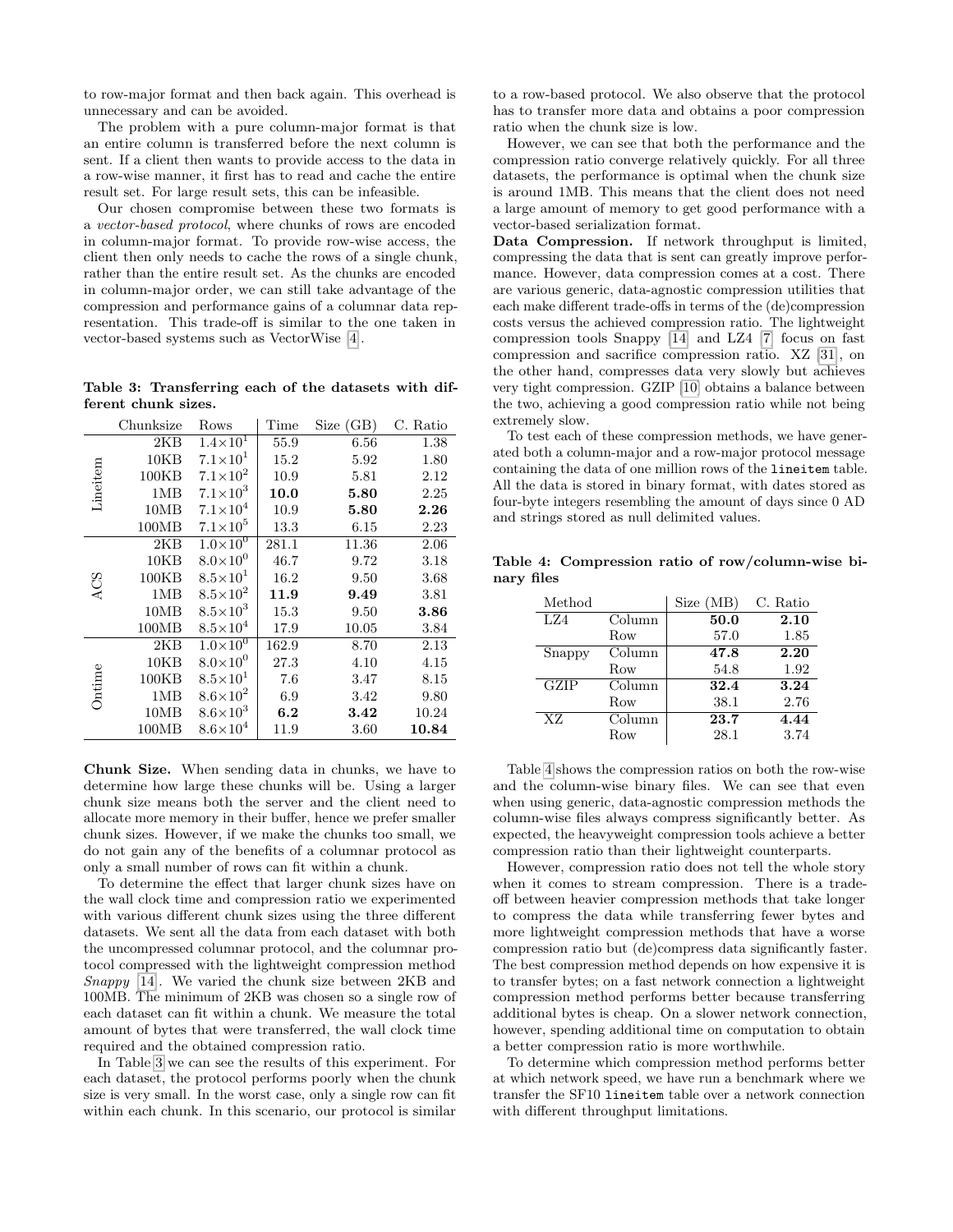to row-major format and then back again. This overhead is unnecessary and can be avoided.

The problem with a pure column-major format is that an entire column is transferred before the next column is sent. If a client then wants to provide access to the data in a row-wise manner, it first has to read and cache the entire result set. For large result sets, this can be infeasible.

Our chosen compromise between these two formats is a *vector-based protocol*, where chunks of rows are encoded in column-major format. To provide row-wise access, the client then only needs to cache the rows of a single chunk, rather than the entire result set. As the chunks are encoded in column-major order, we can still take advantage of the compression and performance gains of a columnar data representation. This trade-off is similar to the one taken in vector-based systems such as VectorWise [4].

**Table 3: Transferring each of the datasets with different chunk sizes.**

| | Chunksize | Rows | Time | Size (GB) | C. Ratio |
|---|---|---|---|---|---|
| Lineitem | 2KB | $1.4\times10^1$ | 55.9 | 6.56 | 1.38 |
| | 10KB | $7.1\times10^1$ | 15.2 | 5.92 | 1.80 |
| | 100KB | $7.1\times10^2$ | 10.9 | 5.81 | 2.12 |
| | 1MB | $7.1\times10^3$ | **10.0** | **5.80** | 2.25 |
| | 10MB | $7.1\times10^4$ | 10.9 | **5.80** | **2.26** |
| | 100MB | $7.1\times10^5$ | 13.3 | 6.15 | 2.23 |
| ACS | 2KB | $1.0\times10^0$ | 281.1 | 11.36 | 2.06 |
| | 10KB | $8.0\times10^0$ | 46.7 | 9.72 | 3.18 |
| | 100KB | $8.5\times10^1$ | 16.2 | 9.50 | 3.68 |
| | 1MB | $8.5\times10^2$ | **11.9** | **9.49** | 3.81 |
| | 10MB | $8.5\times10^3$ | 15.3 | 9.50 | **3.86** |
| | 100MB | $8.5\times10^4$ | 17.9 | 10.05 | 3.84 |
| Ontime | 2KB | $1.0\times10^0$ | 162.9 | 8.70 | 2.13 |
| | 10KB | $8.0\times10^0$ | 27.3 | 4.10 | 4.15 |
| | 100KB | $8.5\times10^1$ | 7.6 | 3.47 | 8.15 |
| | 1MB | $8.6\times10^2$ | 6.9 | 3.42 | 9.80 |
| | 10MB | $8.6\times10^3$ | **6.2** | **3.42** | 10.24 |
| | 100MB | $8.6\times10^4$ | 11.9 | 3.60 | **10.84** |

**Chunk Size.** When sending data in chunks, we have to determine how large these chunks will be. Using a larger chunk size means both the server and the client need to allocate more memory in their buffer, hence we prefer smaller chunk sizes. However, if we make the chunks too small, we do not gain any of the benefits of a columnar protocol as only a small number of rows can fit within a chunk.

To determine the effect that larger chunk sizes have on the wall clock time and compression ratio we experimented with various different chunk sizes using the three different datasets. We sent all the data from each dataset with both the uncompressed columnar protocol, and the columnar protocol compressed with the lightweight compression method *Snappy* [14]. We varied the chunk size between 2KB and 100MB. The minimum of 2KB was chosen so a single row of each dataset can fit within a chunk. We measure the total amount of bytes that were transferred, the wall clock time required and the obtained compression ratio.

In Table 3 we can see the results of this experiment. For each dataset, the protocol performs poorly when the chunk size is very small. In the worst case, only a single row can fit within each chunk. In this scenario, our protocol is similar to a row-based protocol. We also observe that the protocol has to transfer more data and obtains a poor compression ratio when the chunk size is low.

However, we can see that both the performance and the compression ratio converge relatively quickly. For all three datasets, the performance is optimal when the chunk size is around 1MB. This means that the client does not need a large amount of memory to get good performance with a vector-based serialization format.

**Data Compression.** If network throughput is limited, compressing the data that is sent can greatly improve performance. However, data compression comes at a cost. There are various generic, data-agnostic compression utilities that each make different trade-offs in terms of the (de)compression costs versus the achieved compression ratio. The lightweight compression tools Snappy [14] and LZ4 [7] focus on fast compression and sacrifice compression ratio. XZ [31], on the other hand, compresses data very slowly but achieves very tight compression. GZIP [10] obtains a balance between the two, achieving a good compression ratio while not being extremely slow.

To test each of these compression methods, we have generated both a column-major and a row-major protocol message containing the data of one million rows of the `lineitem` table. All the data is stored in binary format, with dates stored as four-byte integers resembling the amount of days since 0 AD and strings stored as null delimited values.

**Table 4: Compression ratio of row/column-wise binary files**

| Method | | Size (MB) | C. Ratio |
|---|---|---|---|
| LZ4 | Column | **50.0** | **2.10** |
| | Row | 57.0 | 1.85 |
| Snappy | Column | **47.8** | **2.20** |
| | Row | 54.8 | 1.92 |
| GZIP | Column | **32.4** | **3.24** |
| | Row | 38.1 | 2.76 |
| XZ | Column | **23.7** | **4.44** |
| | Row | 28.1 | 3.74 |

Table 4 shows the compression ratios on both the row-wise and the column-wise binary files. We can see that even when using generic, data-agnostic compression methods the column-wise files always compress significantly better. As expected, the heavyweight compression tools achieve a better compression ratio than their lightweight counterparts.

However, compression ratio does not tell the whole story when it comes to stream compression. There is a trade-off between heavier compression methods that take longer to compress the data while transferring fewer bytes and more lightweight compression methods that have a worse compression ratio but (de)compress data significantly faster. The best compression method depends on how expensive it is to transfer bytes; on a fast network connection a lightweight compression method performs better because transferring additional bytes is cheap. On a slower network connection, however, spending additional time on computation to obtain a better compression ratio is more worthwhile.

To determine which compression method performs better at which network speed, we have run a benchmark where we transfer the SF10 `lineitem` table over a network connection with different throughput limitations.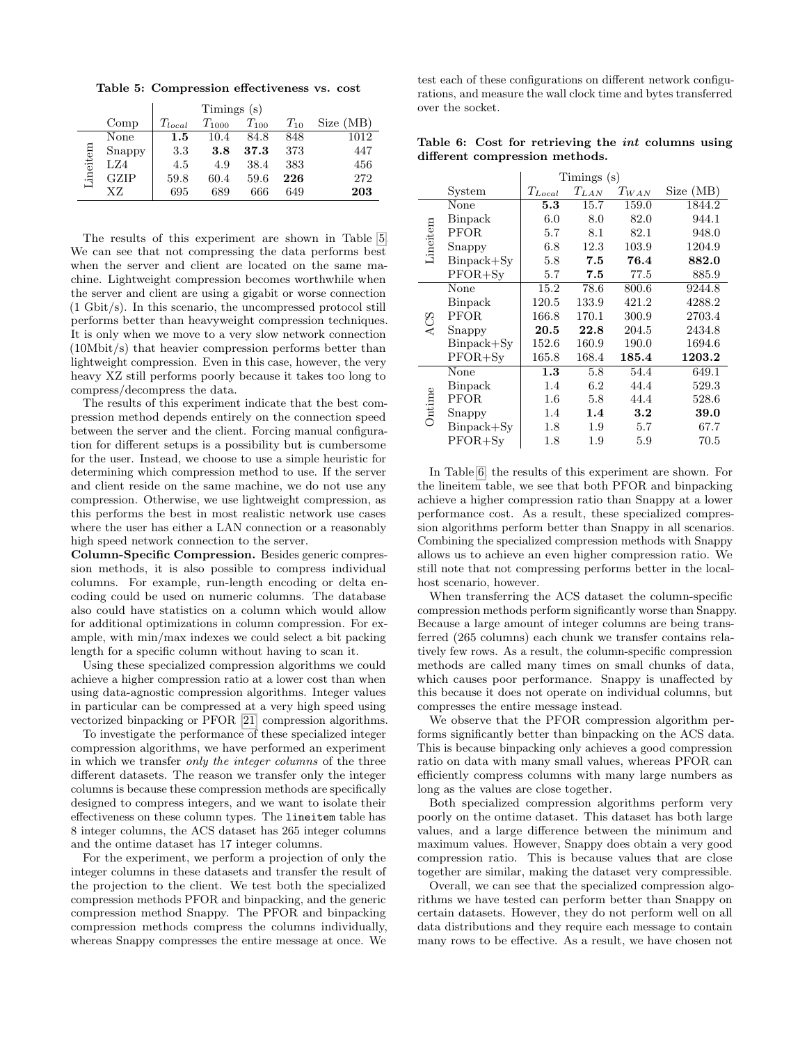**Table 5: Compression effectiveness vs. cost**

| | Comp | Timings (s) | | | | Size (MB) |
|---|---|---|---|---|---|---|
| | | $T_{local}$ | $T_{1000}$ | $T_{100}$ | $T_{10}$ | |
| Lineitem | None | **1.5** | 10.4 | 84.8 | 848 | 1012 |
| | Snappy | 3.3 | **3.8** | **37.3** | 373 | 447 |
| | LZ4 | 4.5 | 4.9 | 38.4 | 383 | 456 |
| | GZIP | 59.8 | 60.4 | 59.6 | **226** | 272 |
| | XZ | 695 | 689 | 666 | 649 | **203** |

The results of this experiment are shown in Table 5. We can see that not compressing the data performs best when the server and client are located on the same machine. Lightweight compression becomes worthwhile when the server and client are using a gigabit or worse connection (1 Gbit/s). In this scenario, the uncompressed protocol still performs better than heavyweight compression techniques. It is only when we move to a very slow network connection (10Mbit/s) that heavier compression performs better than lightweight compression. Even in this case, however, the very heavy XZ still performs poorly because it takes too long to compress/decompress the data.

The results of this experiment indicate that the best compression method depends entirely on the connection speed between the server and the client. Forcing manual configuration for different setups is a possibility but is cumbersome for the user. Instead, we choose to use a simple heuristic for determining which compression method to use. If the server and client reside on the same machine, we do not use any compression. Otherwise, we use lightweight compression, as this performs the best in most realistic network use cases where the user has either a LAN connection or a reasonably high speed network connection to the server.

**Column-Specific Compression.** Besides generic compression methods, it is also possible to compress individual columns. For example, run-length encoding or delta encoding could be used on numeric columns. The database also could have statistics on a column which would allow for additional optimizations in column compression. For example, with min/max indexes we could select a bit packing length for a specific column without having to scan it.

Using these specialized compression algorithms we could achieve a higher compression ratio at a lower cost than when using data-agnostic compression algorithms. Integer values in particular can be compressed at a very high speed using vectorized binpacking or PFOR [21] compression algorithms.

To investigate the performance of these specialized integer compression algorithms, we have performed an experiment in which we transfer *only the integer columns* of the three different datasets. The reason we transfer only the integer columns is because these compression methods are specifically designed to compress integers, and we want to isolate their effectiveness on these column types. The `lineitem` table has 8 integer columns, the ACS dataset has 265 integer columns and the ontime dataset has 17 integer columns.

For the experiment, we perform a projection of only the integer columns in these datasets and transfer the result of the projection to the client. We test both the specialized compression methods PFOR and binpacking, and the generic compression method Snappy. The PFOR and binpacking compression methods compress the columns individually, whereas Snappy compresses the entire message at once. We test each of these configurations on different network configurations, and measure the wall clock time and bytes transferred over the socket.

**Table 6: Cost for retrieving the *int* columns using different compression methods.**

| | System | Timings (s) | | | Size (MB) |
|---|---|---|---|---|---|
| | | $T_{Local}$ | $T_{LAN}$ | $T_{WAN}$ | |
| Lineitem | None | **5.3** | 15.7 | 159.0 | 1844.2 |
| | Binpack | 6.0 | 8.0 | 82.0 | 944.1 |
| | PFOR | 5.7 | 8.1 | 82.1 | 948.0 |
| | Snappy | 6.8 | 12.3 | 103.9 | 1204.9 |
| | Binpack+Sy | 5.8 | **7.5** | **76.4** | **882.0** |
| | PFOR+Sy | 5.7 | **7.5** | 77.5 | 885.9 |
| ACS | None | 15.2 | 78.6 | 800.6 | 9244.8 |
| | Binpack | 120.5 | 133.9 | 421.2 | 4288.2 |
| | PFOR | 166.8 | 170.1 | 300.9 | 2703.4 |
| | Snappy | **20.5** | **22.8** | 204.5 | 2434.8 |
| | Binpack+Sy | 152.6 | 160.9 | 190.0 | 1694.6 |
| | PFOR+Sy | 165.8 | 168.4 | **185.4** | **1203.2** |
| Ontime | None | **1.3** | 5.8 | 54.4 | 649.1 |
| | Binpack | 1.4 | 6.2 | 44.4 | 529.3 |
| | PFOR | 1.6 | 5.8 | 44.4 | 528.6 |
| | Snappy | 1.4 | **1.4** | **3.2** | **39.0** |
| | Binpack+Sy | 1.8 | 1.9 | 5.7 | 67.7 |
| | PFOR+Sy | 1.8 | 1.9 | 5.9 | 70.5 |

In Table 6, the results of this experiment are shown. For the lineitem table, we see that both PFOR and binpacking achieve a higher compression ratio than Snappy at a lower performance cost. As a result, these specialized compression algorithms perform better than Snappy in all scenarios. Combining the specialized compression methods with Snappy allows us to achieve an even higher compression ratio. We still note that not compressing performs better in the localhost scenario, however.

When transferring the ACS dataset the column-specific compression methods perform significantly worse than Snappy. Because a large amount of integer columns are being transferred (265 columns) each chunk we transfer contains relatively few rows. As a result, the column-specific compression methods are called many times on small chunks of data, which causes poor performance. Snappy is unaffected by this because it does not operate on individual columns, but compresses the entire message instead.

We observe that the PFOR compression algorithm performs significantly better than binpacking on the ACS data. This is because binpacking only achieves a good compression ratio on data with many small values, whereas PFOR can efficiently compress columns with many large numbers as long as the values are close together.

Both specialized compression algorithms perform very poorly on the ontime dataset. This dataset has both large values, and a large difference between the minimum and maximum values. However, Snappy does obtain a very good compression ratio. This is because values that are close together are similar, making the dataset very compressible.

Overall, we can see that the specialized compression algorithms we have tested can perform better than Snappy on certain datasets. However, they do not perform well on all data distributions and they require each message to contain many rows to be effective. As a result, we have chosen not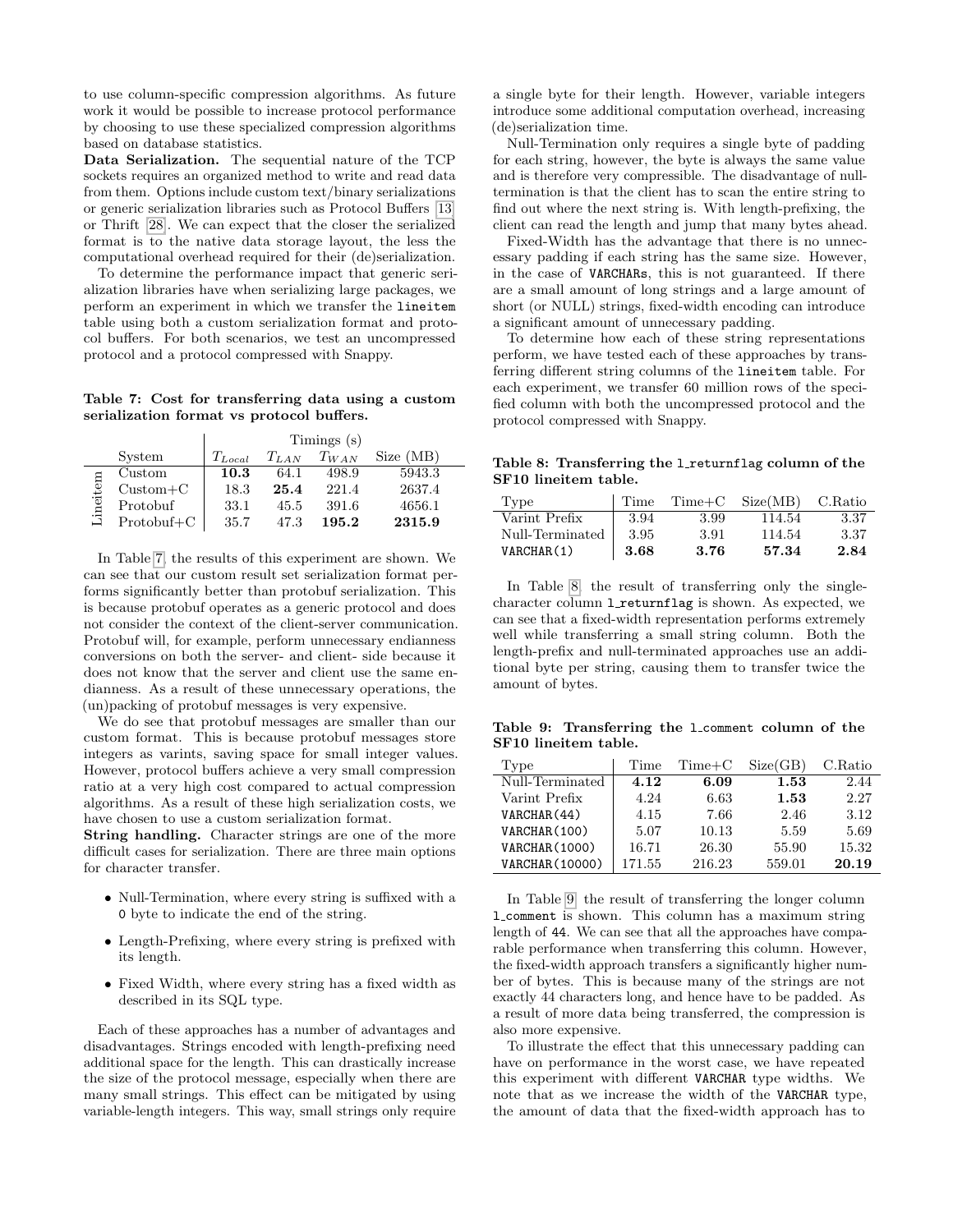to use column-specific compression algorithms. As future work it would be possible to increase protocol performance by choosing to use these specialized compression algorithms based on database statistics.

**Data Serialization.** The sequential nature of the TCP sockets requires an organized method to write and read data from them. Options include custom text/binary serializations or generic serialization libraries such as Protocol Buffers [13] or Thrift [28]. We can expect that the closer the serialized format is to the native data storage layout, the less the computational overhead required for their (de)serialization.

To determine the performance impact that generic serialization libraries have when serializing large packages, we perform an experiment in which we transfer the `lineitem` table using both a custom serialization format and protocol buffers. For both scenarios, we test an uncompressed protocol and a protocol compressed with Snappy.

**Table 7: Cost for transferring data using a custom serialization format vs protocol buffers.**

| | | Timings (s) | | | |
|---|---|---|---|---|---|
| | System | $T_{Local}$ | $T_{LAN}$ | $T_{WAN}$ | Size (MB) |
| Lineitem | Custom | **10.3** | 64.1 | 498.9 | 5943.3 |
| | Custom+C | 18.3 | **25.4** | 221.4 | 2637.4 |
| | Protobuf | 33.1 | 45.5 | 391.6 | 4656.1 |
| | Protobuf+C | 35.7 | 47.3 | **195.2** | **2315.9** |

In Table 7, the results of this experiment are shown. We can see that our custom result set serialization format performs significantly better than protobuf serialization. This is because protobuf operates as a generic protocol and does not consider the context of the client-server communication. Protobuf will, for example, perform unnecessary endianness conversions on both the server- and client- side because it does not know that the server and client use the same endianness. As a result of these unnecessary operations, the (un)packing of protobuf messages is very expensive.

We do see that protobuf messages are smaller than our custom format. This is because protobuf messages store integers as varints, saving space for small integer values. However, protocol buffers achieve a very small compression ratio at a very high cost compared to actual compression algorithms. As a result of these high serialization costs, we have chosen to use a custom serialization format.

**String handling.** Character strings are one of the more difficult cases for serialization. There are three main options for character transfer.

- Null-Termination, where every string is suffixed with a `0` byte to indicate the end of the string.
- Length-Prefixing, where every string is prefixed with its length.
- Fixed Width, where every string has a fixed width as described in its SQL type.

Each of these approaches has a number of advantages and disadvantages. Strings encoded with length-prefixing need additional space for the length. This can drastically increase the size of the protocol message, especially when there are many small strings. This effect can be mitigated by using variable-length integers. This way, small strings only require a single byte for their length. However, variable integers introduce some additional computation overhead, increasing (de)serialization time.

Null-Termination only requires a single byte of padding for each string, however, the byte is always the same value and is therefore very compressible. The disadvantage of null-termination is that the client has to scan the entire string to find out where the next string is. With length-prefixing, the client can read the length and jump that many bytes ahead.

Fixed-Width has the advantage that there is no unnecessary padding if each string has the same size. However, in the case of `VARCHAR`s, this is not guaranteed. If there are a small amount of long strings and a large amount of short (or NULL) strings, fixed-width encoding can introduce a significant amount of unnecessary padding.

To determine how each of these string representations perform, we have tested each of these approaches by transferring different string columns of the `lineitem` table. For each experiment, we transfer 60 million rows of the specified column with both the uncompressed protocol and the protocol compressed with Snappy.

**Table 8: Transferring the l_returnflag column of the SF10 lineitem table.**

| Type | Time | Time+C | Size(MB) | C.Ratio |
|---|---|---|---|---|
| Varint Prefix | 3.94 | 3.99 | 114.54 | 3.37 |
| Null-Terminated | 3.95 | 3.91 | 114.54 | 3.37 |
| `VARCHAR(1)` | **3.68** | **3.76** | **57.34** | **2.84** |

In Table 8, the result of transferring only the single-character column `l_returnflag` is shown. As expected, we can see that a fixed-width representation performs extremely well while transferring a small string column. Both the length-prefix and null-terminated approaches use an additional byte per string, causing them to transfer twice the amount of bytes.

**Table 9: Transferring the l_comment column of the SF10 lineitem table.**

| Type | Time | Time+C | Size(GB) | C.Ratio |
|---|---|---|---|---|
| Null-Terminated | **4.12** | **6.09** | **1.53** | 2.44 |
| Varint Prefix | 4.24 | 6.63 | **1.53** | 2.27 |
| `VARCHAR(44)` | 4.15 | 7.66 | 2.46 | 3.12 |
| `VARCHAR(100)` | 5.07 | 10.13 | 5.59 | 5.69 |
| `VARCHAR(1000)` | 16.71 | 26.30 | 55.90 | 15.32 |
| `VARCHAR(10000)` | 171.55 | 216.23 | 559.01 | **20.19** |

In Table 9 the result of transferring the longer column `l_comment` is shown. This column has a maximum string length of `44`. We can see that all the approaches have comparable performance when transferring this column. However, the fixed-width approach transfers a significantly higher number of bytes. This is because many of the strings are not exactly 44 characters long, and hence have to be padded. As a result of more data being transferred, the compression is also more expensive.

To illustrate the effect that this unnecessary padding can have on performance in the worst case, we have repeated this experiment with different `VARCHAR` type widths. We note that as we increase the width of the `VARCHAR` type, the amount of data that the fixed-width approach has to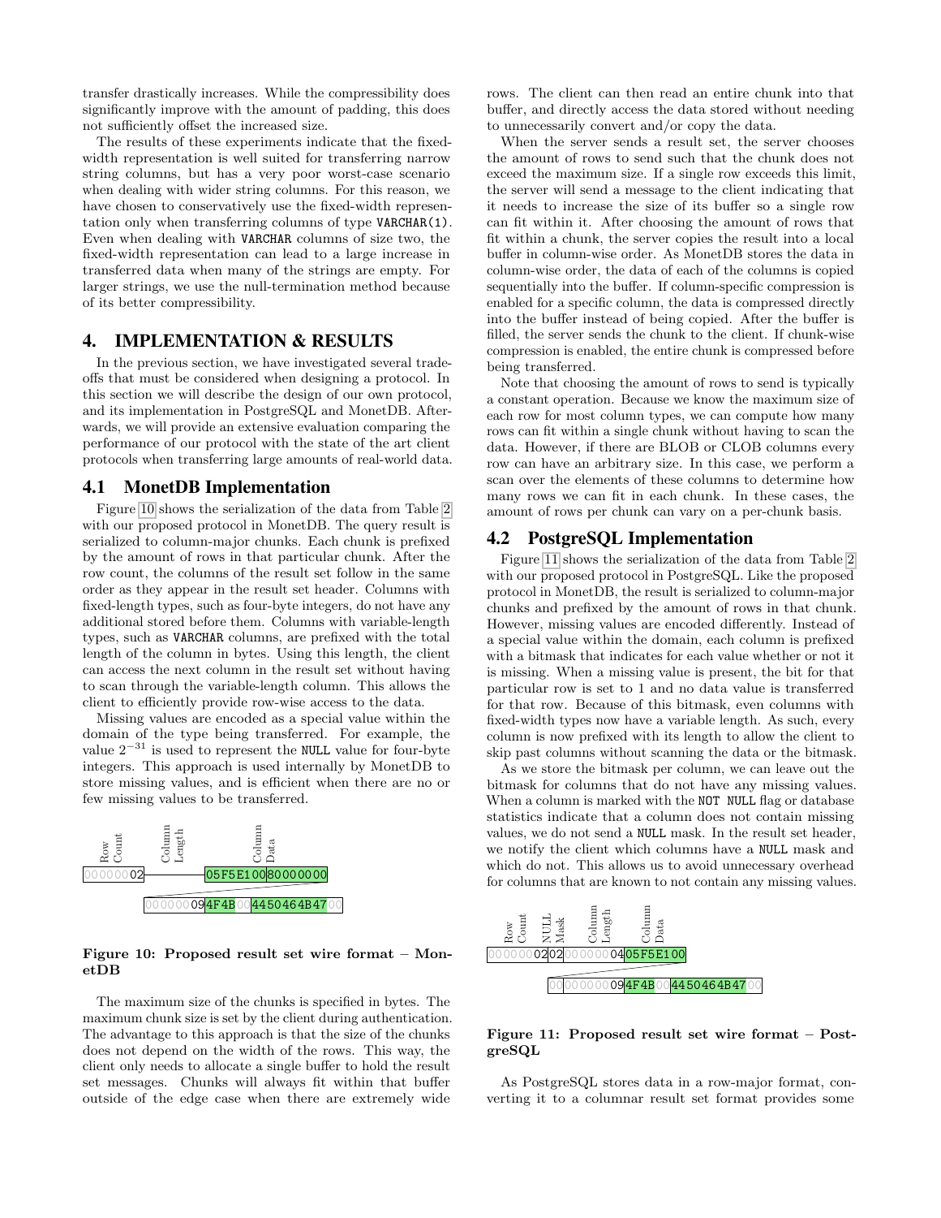transfer drastically increases. While the compressibility does significantly improve with the amount of padding, this does not sufficiently offset the increased size.

The results of these experiments indicate that the fixed-width representation is well suited for transferring narrow string columns, but has a very poor worst-case scenario when dealing with wider string columns. For this reason, we have chosen to conservatively use the fixed-width representation only when transferring columns of type VARCHAR(1). Even when dealing with VARCHAR columns of size two, the fixed-width representation can lead to a large increase in transferred data when many of the strings are empty. For larger strings, we use the null-termination method because of its better compressibility.

## 4. IMPLEMENTATION & RESULTS

In the previous section, we have investigated several tradeoffs that must be considered when designing a protocol. In this section we will describe the design of our own protocol, and its implementation in PostgreSQL and MonetDB. Afterwards, we will provide an extensive evaluation comparing the performance of our protocol with the state of the art client protocols when transferring large amounts of real-world data.

### 4.1 MonetDB Implementation

Figure 10 shows the serialization of the data from Table 2 with our proposed protocol in MonetDB. The query result is serialized to column-major chunks. Each chunk is prefixed by the amount of rows in that particular chunk. After the row count, the columns of the result set follow in the same order as they appear in the result set header. Columns with fixed-length types, such as four-byte integers, do not have any additional stored before them. Columns with variable-length types, such as VARCHAR columns, are prefixed with the total length of the column in bytes. Using this length, the client can access the next column in the result set without having to scan through the variable-length column. This allows the client to efficiently provide row-wise access to the data.

Missing values are encoded as a special value within the domain of the type being transferred. For example, the value $2^{-31}$ is used to represent the NULL value for four-byte integers. This approach is used internally by MonetDB to store missing values, and is efficient when there are no or few missing values to be transferred.

Row Count
Column Length
Column Data
00000002
05F5E100 80000000
00000009 4F4B 00 4450464B47 00

**Figure 10: Proposed result set wire format – MonetDB**

The maximum size of the chunks is specified in bytes. The maximum chunk size is set by the client during authentication. The advantage to this approach is that the size of the chunks does not depend on the width of the rows. This way, the client only needs to allocate a single buffer to hold the result set messages. Chunks will always fit within that buffer outside of the edge case when there are extremely wide rows. The client can then read an entire chunk into that buffer, and directly access the data stored without needing to unnecessarily convert and/or copy the data.

When the server sends a result set, the server chooses the amount of rows to send such that the chunk does not exceed the maximum size. If a single row exceeds this limit, the server will send a message to the client indicating that it needs to increase the size of its buffer so a single row can fit within it. After choosing the amount of rows that fit within a chunk, the server copies the result into a local buffer in column-wise order. As MonetDB stores the data in column-wise order, the data of each of the columns is copied sequentially into the buffer. If column-specific compression is enabled for a specific column, the data is compressed directly into the buffer instead of being copied. After the buffer is filled, the server sends the chunk to the client. If chunk-wise compression is enabled, the entire chunk is compressed before being transferred.

Note that choosing the amount of rows to send is typically a constant operation. Because we know the maximum size of each row for most column types, we can compute how many rows can fit within a single chunk without having to scan the data. However, if there are BLOB or CLOB columns every row can have an arbitrary size. In this case, we perform a scan over the elements of these columns to determine how many rows we can fit in each chunk. In these cases, the amount of rows per chunk can vary on a per-chunk basis.

### 4.2 PostgreSQL Implementation

Figure 11 shows the serialization of the data from Table 2 with our proposed protocol in PostgreSQL. Like the proposed protocol in MonetDB, the result is serialized to column-major chunks and prefixed by the amount of rows in that chunk. However, missing values are encoded differently. Instead of a special value within the domain, each column is prefixed with a bitmask that indicates for each value whether or not it is missing. When a missing value is present, the bit for that particular row is set to 1 and no data value is transferred for that row. Because of this bitmask, even columns with fixed-width types now have a variable length. As such, every column is now prefixed with its length to allow the client to skip past columns without scanning the data or the bitmask.

As we store the bitmask per column, we can leave out the bitmask for columns that do not have any missing values. When a column is marked with the NOT NULL flag or database statistics indicate that a column does not contain missing values, we do not send a NULL mask. In the result set header, we notify the client which columns have a NULL mask and which do not. This allows us to avoid unnecessary overhead for columns that are known to not contain any missing values.

Row Count
NULL Mask
Column Length
Column Data
00000002 02 00000004 05F5E100
00 00000009 4F4B 00 4450464B47 00

**Figure 11: Proposed result set wire format – PostgreSQL**

As PostgreSQL stores data in a row-major format, converting it to a columnar result set format provides some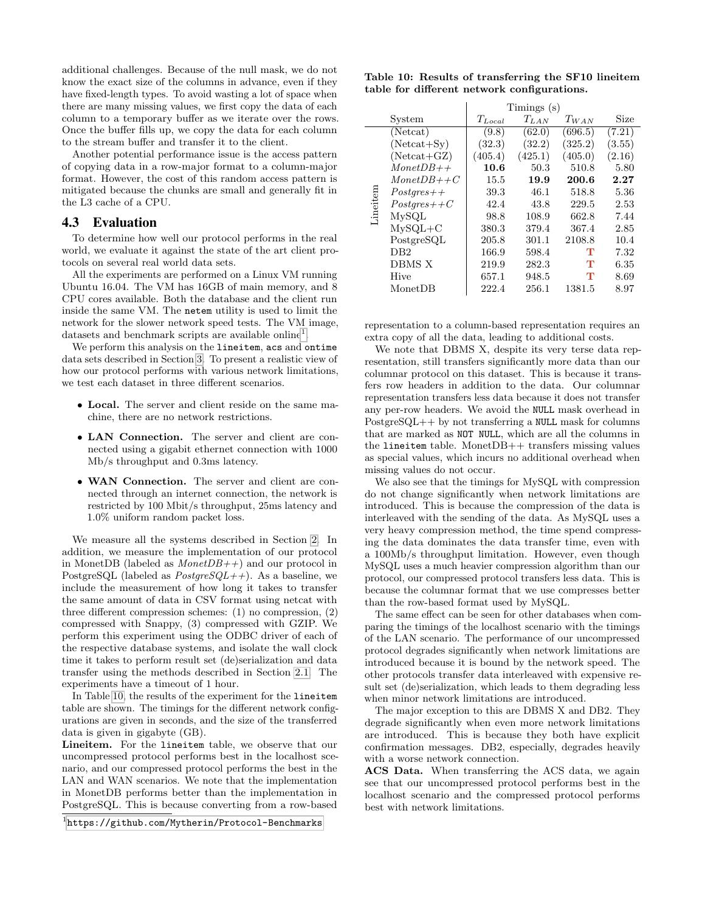additional challenges. Because of the null mask, we do not know the exact size of the columns in advance, even if they have fixed-length types. To avoid wasting a lot of space when there are many missing values, we first copy the data of each column to a temporary buffer as we iterate over the rows. Once the buffer fills up, we copy the data for each column to the stream buffer and transfer it to the client.

Another potential performance issue is the access pattern of copying data in a row-major format to a column-major format. However, the cost of this random access pattern is mitigated because the chunks are small and generally fit in the L3 cache of a CPU.

## 4.3 Evaluation

To determine how well our protocol performs in the real world, we evaluate it against the state of the art client protocols on several real world data sets.

All the experiments are performed on a Linux VM running Ubuntu 16.04. The VM has 16GB of main memory, and 8 CPU cores available. Both the database and the client run inside the same VM. The `netem` utility is used to limit the network for the slower network speed tests. The VM image, datasets and benchmark scripts are available online[1].

We perform this analysis on the `lineitem`, `acs` and `ontime` data sets described in Section 3. To present a realistic view of how our protocol performs with various network limitations, we test each dataset in three different scenarios.

- **Local.** The server and client reside on the same machine, there are no network restrictions.
- **LAN Connection.** The server and client are connected using a gigabit ethernet connection with 1000 Mb/s throughput and 0.3ms latency.
- **WAN Connection.** The server and client are connected through an internet connection, the network is restricted by 100 Mbit/s throughput, 25ms latency and 1.0% uniform random packet loss.

We measure all the systems described in Section 2. In addition, we measure the implementation of our protocol in MonetDB (labeled as *MonetDB++*) and our protocol in PostgreSQL (labeled as *PostgreSQL++*). As a baseline, we include the measurement of how long it takes to transfer the same amount of data in CSV format using netcat with three different compression schemes: (1) no compression, (2) compressed with Snappy, (3) compressed with GZIP. We perform this experiment using the ODBC driver of each of the respective database systems, and isolate the wall clock time it takes to perform result set (de)serialization and data transfer using the methods described in Section 2.1. The experiments have a timeout of 1 hour.

In Table 10, the results of the experiment for the `lineitem` table are shown. The timings for the different network configurations are given in seconds, and the size of the transferred data is given in gigabyte (GB).

**Lineitem.** For the `lineitem` table, we observe that our uncompressed protocol performs best in the localhost scenario, and our compressed protocol performs the best in the LAN and WAN scenarios. We note that the implementation in MonetDB performs better than the implementation in PostgreSQL. This is because converting from a row-based representation to a column-based representation requires an extra copy of all the data, leading to additional costs.

**Table 10: Results of transferring the SF10 lineitem table for different network configurations.**

| | | Timings (s) | | | |
|---|---|---|---|---|---|
| | System | $T_{Local}$ | $T_{LAN}$ | $T_{WAN}$ | Size |
| Lineitem | (Netcat) | (9.8) | (62.0) | (696.5) | (7.21) |
| | (Netcat+Sy) | (32.3) | (32.2) | (325.2) | (3.55) |
| | (Netcat+GZ) | (405.4) | (425.1) | (405.0) | (2.16) |
| | *MonetDB++* | **10.6** | 50.3 | 510.8 | 5.80 |
| | *MonetDB++C* | 15.5 | **19.9** | **200.6** | **2.27** |
| | *Postgres++* | 39.3 | 46.1 | 518.8 | 5.36 |
| | *Postgres++C* | 42.4 | 43.8 | 229.5 | 2.53 |
| | MySQL | 98.8 | 108.9 | 662.8 | 7.44 |
| | MySQL+C | 380.3 | 379.4 | 367.4 | 2.85 |
| | PostgreSQL | 205.8 | 301.1 | 2108.8 | 10.4 |
| | DB2 | 166.9 | 598.4 | **T** | 7.32 |
| | DBMS X | 219.9 | 282.3 | **T** | 6.35 |
| | Hive | 657.1 | 948.5 | **T** | 8.69 |
| | MonetDB | 222.4 | 256.1 | 1381.5 | 8.97 |

We note that DBMS X, despite its very terse data representation, still transfers significantly more data than our columnar protocol on this dataset. This is because it transfers row headers in addition to the data. Our columnar representation transfers less data because it does not transfer any per-row headers. We avoid the `NULL` mask overhead in PostgreSQL++ by not transferring a `NULL` mask for columns that are marked as `NOT NULL`, which are all the columns in the `lineitem` table. MonetDB++ transfers missing values as special values, which incurs no additional overhead when missing values do not occur.

We also see that the timings for MySQL with compression do not change significantly when network limitations are introduced. This is because the compression of the data is interleaved with the sending of the data. As MySQL uses a very heavy compression method, the time spend compressing the data dominates the data transfer time, even with a 100Mb/s throughput limitation. However, even though MySQL uses a much heavier compression algorithm than our protocol, our compressed protocol transfers less data. This is because the columnar format that we use compresses better than the row-based format used by MySQL.

The same effect can be seen for other databases when comparing the timings of the localhost scenario with the timings of the LAN scenario. The performance of our uncompressed protocol degrades significantly when network limitations are introduced because it is bound by the network speed. The other protocols transfer data interleaved with expensive result set (de)serialization, which leads to them degrading less when minor network limitations are introduced.

The major exception to this are DBMS X and DB2. They degrade significantly when even more network limitations are introduced. This is because they both have explicit confirmation messages. DB2, especially, degrades heavily with a worse network connection.

**ACS Data.** When transferring the ACS data, we again see that our uncompressed protocol performs best in the localhost scenario and the compressed protocol performs best with network limitations.

[1] https://github.com/Mytherin/Protocol-Benchmarks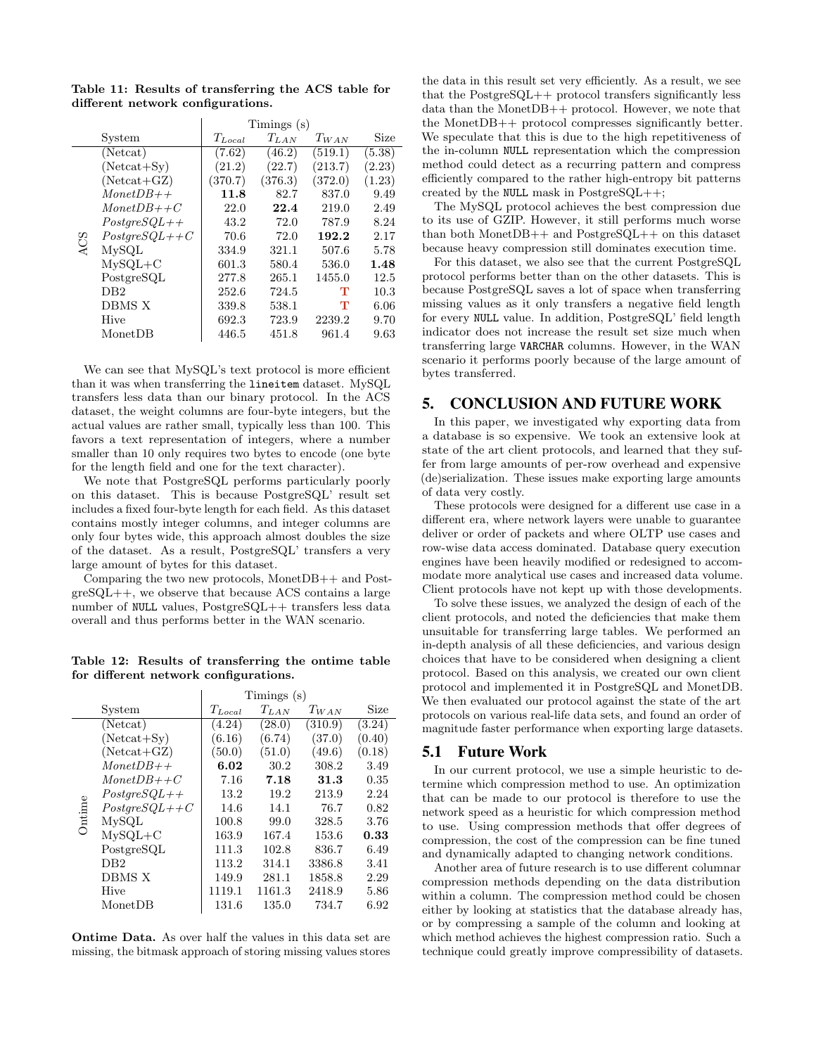**Table 11: Results of transferring the ACS table for different network configurations.**

| | | Timings (s) | | | |
|---|---|---|---|---|---|
| | System | $T_{Local}$ | $T_{LAN}$ | $T_{WAN}$ | Size |
| ACS | (Netcat) | (7.62) | (46.2) | (519.1) | (5.38) |
| | (Netcat+Sy) | (21.2) | (22.7) | (213.7) | (2.23) |
| | (Netcat+GZ) | (370.7) | (376.3) | (372.0) | (1.23) |
| | *MonetDB++* | **11.8** | 82.7 | 837.0 | 9.49 |
| | *MonetDB++C* | 22.0 | **22.4** | 219.0 | 2.49 |
| | *PostgreSQL++* | 43.2 | 72.0 | 787.9 | 8.24 |
| | *PostgreSQL++C* | 70.6 | 72.0 | **192.2** | 2.17 |
| | MySQL | 334.9 | 321.1 | 507.6 | 5.78 |
| | MySQL+C | 601.3 | 580.4 | 536.0 | **1.48** |
| | PostgreSQL | 277.8 | 265.1 | 1455.0 | 12.5 |
| | DB2 | 252.6 | 724.5 | **T** | 10.3 |
| | DBMS X | 339.8 | 538.1 | **T** | 6.06 |
| | Hive | 692.3 | 723.9 | 2239.2 | 9.70 |
| | MonetDB | 446.5 | 451.8 | 961.4 | 9.63 |

We can see that MySQL's text protocol is more efficient than it was when transferring the lineitem dataset. MySQL transfers less data than our binary protocol. In the ACS dataset, the weight columns are four-byte integers, but the actual values are rather small, typically less than 100. This favors a text representation of integers, where a number smaller than 10 only requires two bytes to encode (one byte for the length field and one for the text character).

We note that PostgreSQL performs particularly poorly on this dataset. This is because PostgreSQL' result set includes a fixed four-byte length for each field. As this dataset contains mostly integer columns, and integer columns are only four bytes wide, this approach almost doubles the size of the dataset. As a result, PostgreSQL' transfers a very large amount of bytes for this dataset.

Comparing the two new protocols, MonetDB++ and PostgreSQL++, we observe that because ACS contains a large number of NULL values, PostgreSQL++ transfers less data overall and thus performs better in the WAN scenario.

**Table 12: Results of transferring the ontime table for different network configurations.**

| | | Timings (s) | | | |
|---|---|---|---|---|---|
| | System | $T_{Local}$ | $T_{LAN}$ | $T_{WAN}$ | Size |
| Ontime | (Netcat) | (4.24) | (28.0) | (310.9) | (3.24) |
| | (Netcat+Sy) | (6.16) | (6.74) | (37.0) | (0.40) |
| | (Netcat+GZ) | (50.0) | (51.0) | (49.6) | (0.18) |
| | *MonetDB++* | **6.02** | 30.2 | 308.2 | 3.49 |
| | *MonetDB++C* | 7.16 | **7.18** | **31.3** | 0.35 |
| | *PostgreSQL++* | 13.2 | 19.2 | 213.9 | 2.24 |
| | *PostgreSQL++C* | 14.6 | 14.1 | 76.7 | 0.82 |
| | MySQL | 100.8 | 99.0 | 328.5 | 3.76 |
| | MySQL+C | 163.9 | 167.4 | 153.6 | **0.33** |
| | PostgreSQL | 111.3 | 102.8 | 836.7 | 6.49 |
| | DB2 | 113.2 | 314.1 | 3386.8 | 3.41 |
| | DBMS X | 149.9 | 281.1 | 1858.8 | 2.29 |
| | Hive | 1119.1 | 1161.3 | 2418.9 | 5.86 |
| | MonetDB | 131.6 | 135.0 | 734.7 | 6.92 |

**Ontime Data.** As over half the values in this data set are missing, the bitmask approach of storing missing values stores the data in this result set very efficiently. As a result, we see that the PostgreSQL++ protocol transfers significantly less data than the MonetDB++ protocol. However, we note that the MonetDB++ protocol compresses significantly better. We speculate that this is due to the high repetitiveness of the in-column NULL representation which the compression method could detect as a recurring pattern and compress efficiently compared to the rather high-entropy bit patterns created by the NULL mask in PostgreSQL++;

The MySQL protocol achieves the best compression due to its use of GZIP. However, it still performs much worse than both MonetDB++ and PostgreSQL++ on this dataset because heavy compression still dominates execution time.

For this dataset, we also see that the current PostgreSQL protocol performs better than on the other datasets. This is because PostgreSQL saves a lot of space when transferring missing values as it only transfers a negative field length for every NULL value. In addition, PostgreSQL' field length indicator does not increase the result set size much when transferring large VARCHAR columns. However, in the WAN scenario it performs poorly because of the large amount of bytes transferred.

## 5. CONCLUSION AND FUTURE WORK

In this paper, we investigated why exporting data from a database is so expensive. We took an extensive look at state of the art client protocols, and learned that they suffer from large amounts of per-row overhead and expensive (de)serialization. These issues make exporting large amounts of data very costly.

These protocols were designed for a different use case in a different era, where network layers were unable to guarantee deliver or order of packets and where OLTP use cases and row-wise data access dominated. Database query execution engines have been heavily modified or redesigned to accommodate more analytical use cases and increased data volume. Client protocols have not kept up with those developments.

To solve these issues, we analyzed the design of each of the client protocols, and noted the deficiencies that make them unsuitable for transferring large tables. We performed an in-depth analysis of all these deficiencies, and various design choices that have to be considered when designing a client protocol. Based on this analysis, we created our own client protocol and implemented it in PostgreSQL and MonetDB. We then evaluated our protocol against the state of the art protocols on various real-life data sets, and found an order of magnitude faster performance when exporting large datasets.

### 5.1 Future Work

In our current protocol, we use a simple heuristic to determine which compression method to use. An optimization that can be made to our protocol is therefore to use the network speed as a heuristic for which compression method to use. Using compression methods that offer degrees of compression, the cost of the compression can be fine tuned and dynamically adapted to changing network conditions.

Another area of future research is to use different columnar compression methods depending on the data distribution within a column. The compression method could be chosen either by looking at statistics that the database already has, or by compressing a sample of the column and looking at which method achieves the highest compression ratio. Such a technique could greatly improve compressibility of datasets.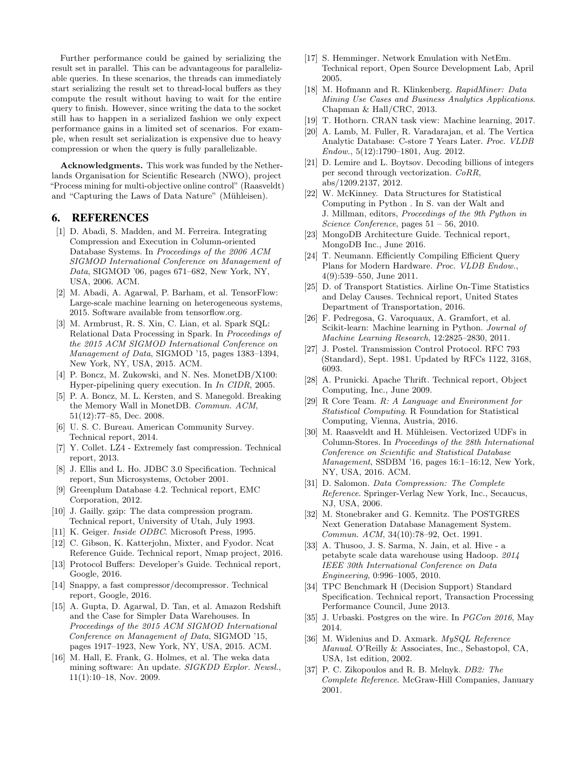Further performance could be gained by serializing the result set in parallel. This can be advantageous for parallelizable queries. In these scenarios, the threads can immediately start serializing the result set to thread-local buffers as they compute the result without having to wait for the entire query to finish. However, since writing the data to the socket still has to happen in a serialized fashion we only expect performance gains in a limited set of scenarios. For example, when result set serialization is expensive due to heavy compression or when the query is fully parallelizable.

**Acknowledgments.** This work was funded by the Netherlands Organisation for Scientific Research (NWO), project "Process mining for multi-objective online control" (Raasveldt) and "Capturing the Laws of Data Nature" (Mühleisen).

## 6. REFERENCES

[1] D. Abadi, S. Madden, and M. Ferreira. Integrating Compression and Execution in Column-oriented Database Systems. In *Proceedings of the 2006 ACM SIGMOD International Conference on Management of Data*, SIGMOD '06, pages 671–682, New York, NY, USA, 2006. ACM.

[2] M. Abadi, A. Agarwal, P. Barham, et al. TensorFlow: Large-scale machine learning on heterogeneous systems, 2015. Software available from tensorflow.org.

[3] M. Armbrust, R. S. Xin, C. Lian, et al. Spark SQL: Relational Data Processing in Spark. In *Proceedings of the 2015 ACM SIGMOD International Conference on Management of Data*, SIGMOD '15, pages 1383–1394, New York, NY, USA, 2015. ACM.

[4] P. Boncz, M. Zukowski, and N. Nes. MonetDB/X100: Hyper-pipelining query execution. In *In CIDR*, 2005.

[5] P. A. Boncz, M. L. Kersten, and S. Manegold. Breaking the Memory Wall in MonetDB. *Commun. ACM*, 51(12):77–85, Dec. 2008.

[6] U. S. C. Bureau. American Community Survey. Technical report, 2014.

[7] Y. Collet. LZ4 - Extremely fast compression. Technical report, 2013.

[8] J. Ellis and L. Ho. JDBC 3.0 Specification. Technical report, Sun Microsystems, October 2001.

[9] Greenplum Database 4.2. Technical report, EMC Corporation, 2012.

[10] J. Gailly. gzip: The data compression program. Technical report, University of Utah, July 1993.

[11] K. Geiger. *Inside ODBC*. Microsoft Press, 1995.

[12] C. Gibson, K. Katterjohn, Mixter, and Fyodor. Ncat Reference Guide. Technical report, Nmap project, 2016.

[13] Protocol Buffers: Developer's Guide. Technical report, Google, 2016.

[14] Snappy, a fast compressor/decompressor. Technical report, Google, 2016.

[15] A. Gupta, D. Agarwal, D. Tan, et al. Amazon Redshift and the Case for Simpler Data Warehouses. In *Proceedings of the 2015 ACM SIGMOD International Conference on Management of Data*, SIGMOD '15, pages 1917–1923, New York, NY, USA, 2015. ACM.

[16] M. Hall, E. Frank, G. Holmes, et al. The weka data mining software: An update. *SIGKDD Explor. Newsl.*, 11(1):10–18, Nov. 2009.

[17] S. Hemminger. Network Emulation with NetEm. Technical report, Open Source Development Lab, April 2005.

[18] M. Hofmann and R. Klinkenberg. *RapidMiner: Data Mining Use Cases and Business Analytics Applications*. Chapman & Hall/CRC, 2013.

[19] T. Hothorn. CRAN task view: Machine learning, 2017.

[20] A. Lamb, M. Fuller, R. Varadarajan, et al. The Vertica Analytic Database: C-store 7 Years Later. *Proc. VLDB Endow.*, 5(12):1790–1801, Aug. 2012.

[21] D. Lemire and L. Boytsov. Decoding billions of integers per second through vectorization. *CoRR*, abs/1209.2137, 2012.

[22] W. McKinney. Data Structures for Statistical Computing in Python . In S. van der Walt and J. Millman, editors, *Proceedings of the 9th Python in Science Conference*, pages 51 – 56, 2010.

[23] MongoDB Architecture Guide. Technical report, MongoDB Inc., June 2016.

[24] T. Neumann. Efficiently Compiling Efficient Query Plans for Modern Hardware. *Proc. VLDB Endow.*, 4(9):539–550, June 2011.

[25] D. of Transport Statistics. Airline On-Time Statistics and Delay Causes. Technical report, United States Department of Transportation, 2016.

[26] F. Pedregosa, G. Varoquaux, A. Gramfort, et al. Scikit-learn: Machine learning in Python. *Journal of Machine Learning Research*, 12:2825–2830, 2011.

[27] J. Postel. Transmission Control Protocol. RFC 793 (Standard), Sept. 1981. Updated by RFCs 1122, 3168, 6093.

[28] A. Prunicki. Apache Thrift. Technical report, Object Computing, Inc., June 2009.

[29] R Core Team. *R: A Language and Environment for Statistical Computing*. R Foundation for Statistical Computing, Vienna, Austria, 2016.

[30] M. Raasveldt and H. Mühleisen. Vectorized UDFs in Column-Stores. In *Proceedings of the 28th International Conference on Scientific and Statistical Database Management*, SSDBM '16, pages 16:1–16:12, New York, NY, USA, 2016. ACM.

[31] D. Salomon. *Data Compression: The Complete Reference*. Springer-Verlag New York, Inc., Secaucus, NJ, USA, 2006.

[32] M. Stonebraker and G. Kemnitz. The POSTGRES Next Generation Database Management System. *Commun. ACM*, 34(10):78–92, Oct. 1991.

[33] A. Thusoo, J. S. Sarma, N. Jain, et al. Hive - a petabyte scale data warehouse using Hadoop. *2014 IEEE 30th International Conference on Data Engineering*, 0:996–1005, 2010.

[34] TPC Benchmark H (Decision Support) Standard Specification. Technical report, Transaction Processing Performance Council, June 2013.

[35] J. Urbaski. Postgres on the wire. In *PGCon 2016*, May 2014.

[36] M. Widenius and D. Axmark. *MySQL Reference Manual*. O'Reilly & Associates, Inc., Sebastopol, CA, USA, 1st edition, 2002.

[37] P. C. Zikopoulos and R. B. Melnyk. *DB2: The Complete Reference*. McGraw-Hill Companies, January 2001.